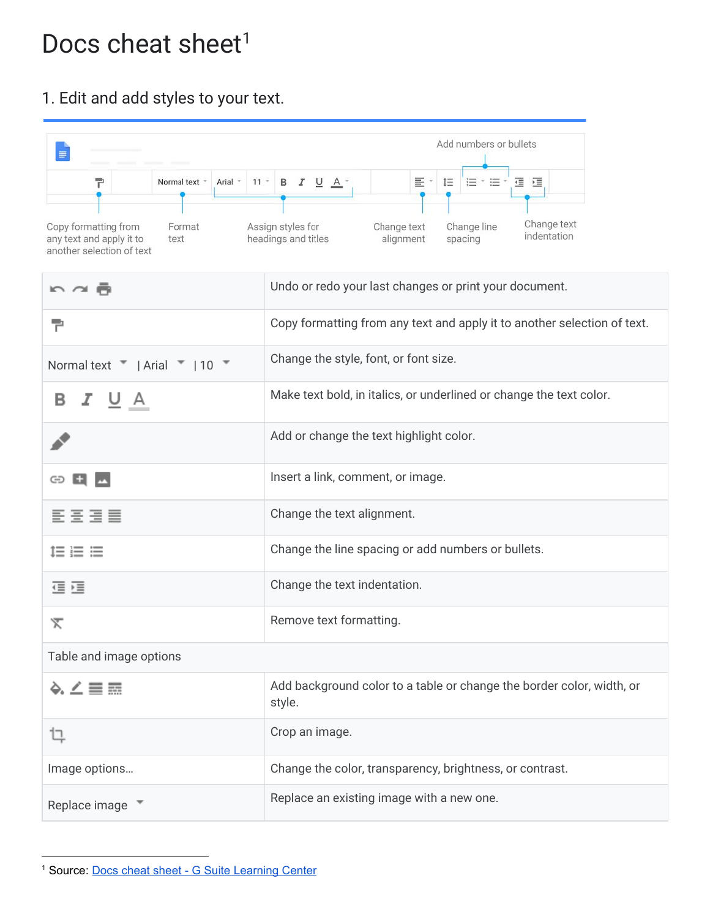# Docs cheat sheet[1]

## 1. Edit and add styles to your text.

Add numbers or bullets

Copy formatting from any text and apply it to another selection of text

Format text

Assign styles for headings and titles

Change text alignment

Change line spacing

Change text indentation

| | |
|---|---|
| | Undo or redo your last changes or print your document. |
| | Copy formatting from any text and apply it to another selection of text. |
| Normal text \| Arial \| 10 | Change the style, font, or font size. |
| B I U A | Make text bold, in italics, or underlined or change the text color. |
| | Add or change the text highlight color. |
| | Insert a link, comment, or image. |
| | Change the text alignment. |
| | Change the line spacing or add numbers or bullets. |
| | Change the text indentation. |
| | Remove text formatting. |
| Table and image options | |
| | Add background color to a table or change the border color, width, or style. |
| | Crop an image. |
| Image options... | Change the color, transparency, brightness, or contrast. |
| Replace image | Replace an existing image with a new one. |

[1] Source: Docs cheat sheet - G Suite Learning Center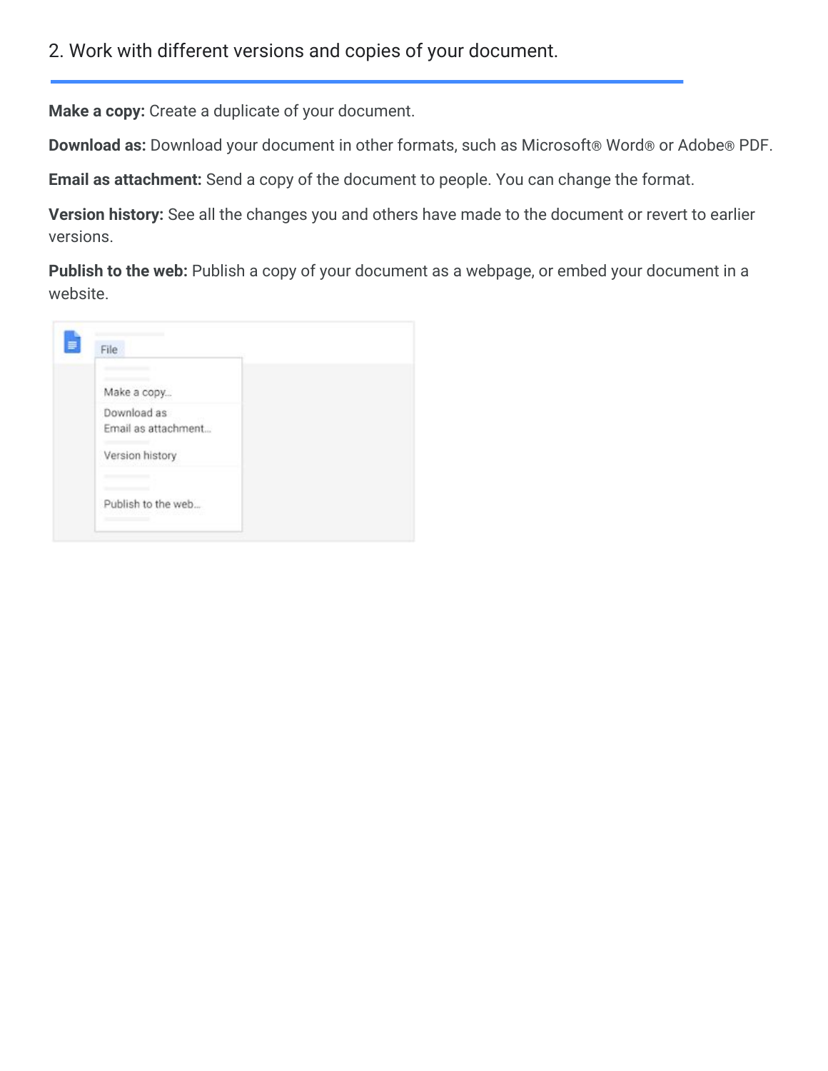## 2. Work with different versions and copies of your document.

**Make a copy:** Create a duplicate of your document.

**Download as:** Download your document in other formats, such as Microsoft® Word® or Adobe® PDF.

**Email as attachment:** Send a copy of the document to people. You can change the format.

**Version history:** See all the changes you and others have made to the document or revert to earlier versions.

**Publish to the web:** Publish a copy of your document as a webpage, or embed your document in a website.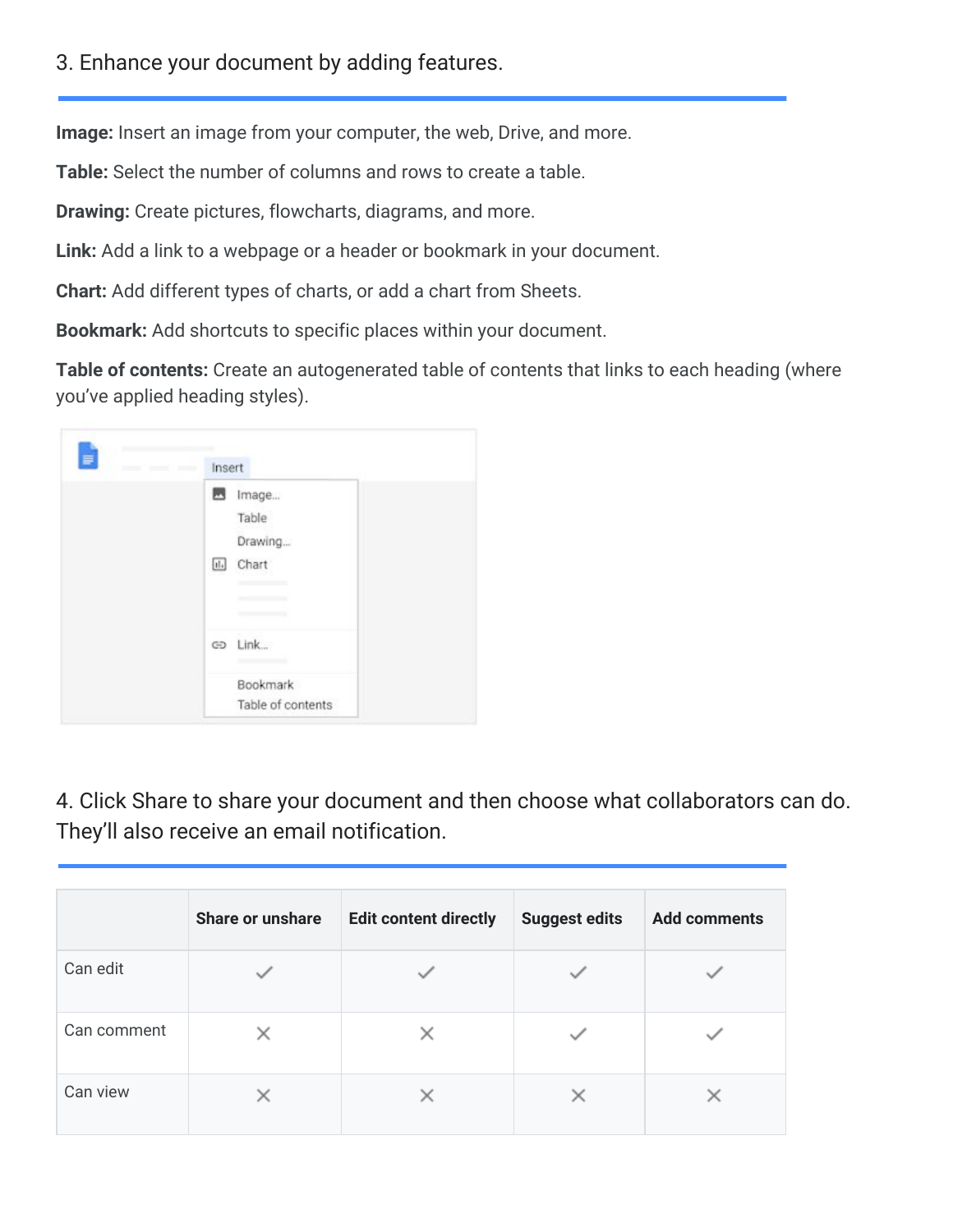### 3. Enhance your document by adding features.

**Image:** Insert an image from your computer, the web, Drive, and more.

**Table:** Select the number of columns and rows to create a table.

**Drawing:** Create pictures, flowcharts, diagrams, and more.

**Link:** Add a link to a webpage or a header or bookmark in your document.

**Chart:** Add different types of charts, or add a chart from Sheets.

**Bookmark:** Add shortcuts to specific places within your document.

**Table of contents:** Create an autogenerated table of contents that links to each heading (where you've applied heading styles).

### 4. Click Share to share your document and then choose what collaborators can do. They'll also receive an email notification.

| | Share or unshare | Edit content directly | Suggest edits | Add comments |
|---|---|---|---|---|
| Can edit | ✓ | ✓ | ✓ | ✓ |
| Can comment | ✕ | ✕ | ✓ | ✓ |
| Can view | ✕ | ✕ | ✕ | ✕ |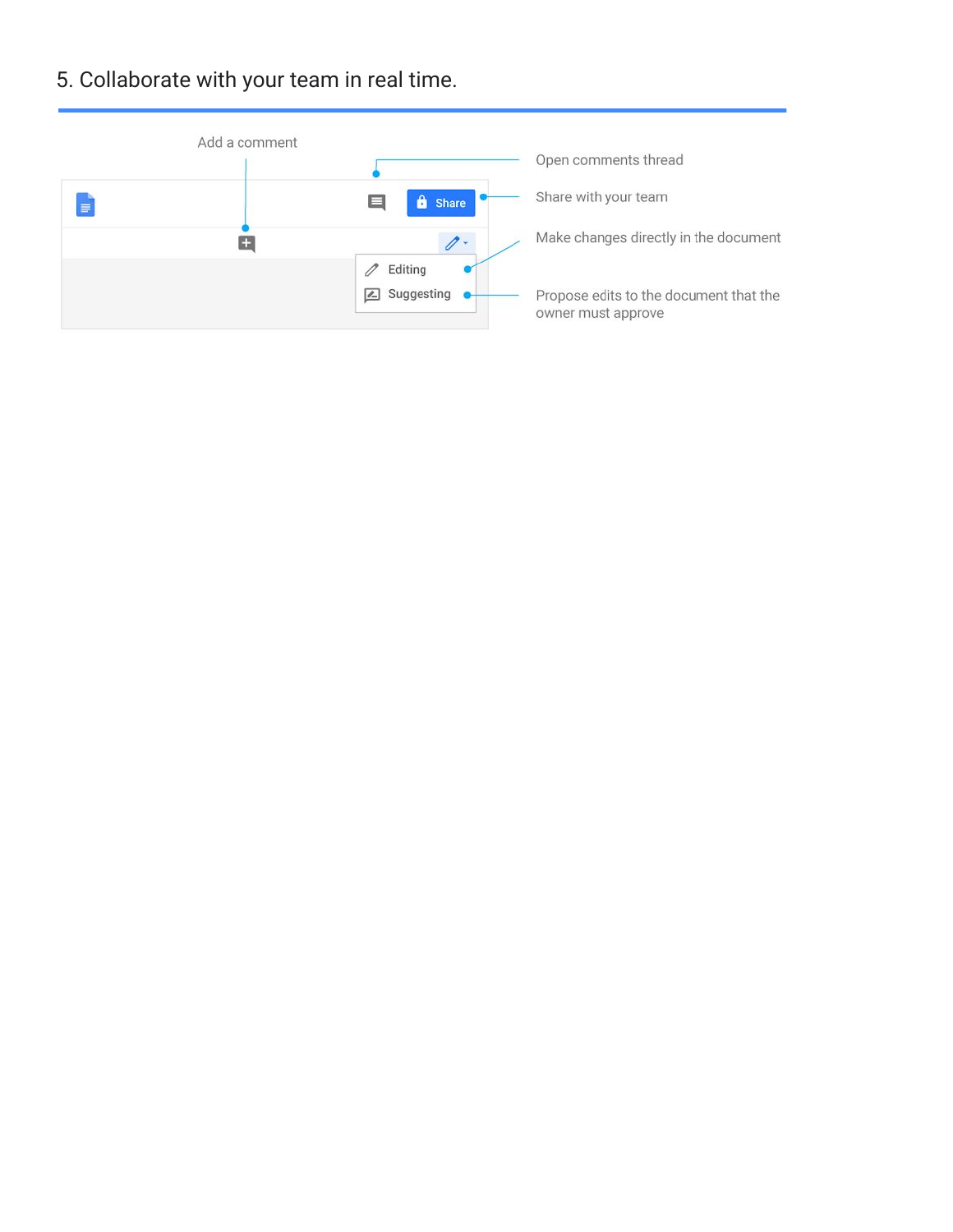## 5. Collaborate with your team in real time.

Add a comment

Open comments thread

Share

Share with your team

Make changes directly in the document

Editing

Suggesting

Propose edits to the document that the owner must approve